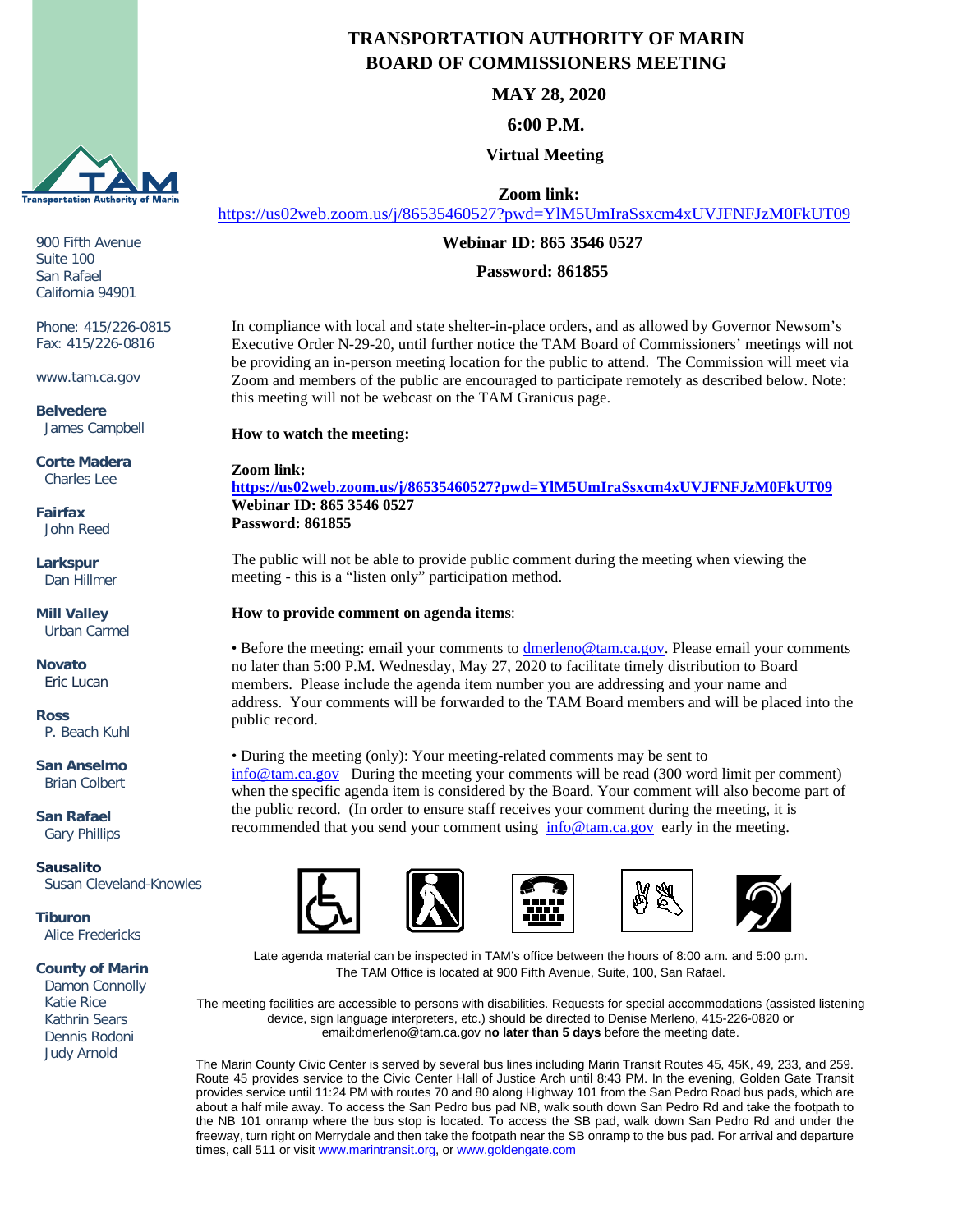# TRANSPORTATION AUTHORITY OF MARIN
# BOARD OF COMMISSIONERS MEETING

**MAY 28, 2020**

**6:00 P.M.**

**Virtual Meeting**

**Zoom link:**
https://us02web.zoom.us/j/86535460527?pwd=YlM5UmIraSsxcm4xUVJFNFJzM0FkUT09

**Webinar ID: 865 3546 0527**

**Password: 861855**

Transportation Authority of Marin

900 Fifth Avenue
Suite 100
San Rafael
California 94901

Phone: 415/226-0815
Fax: 415/226-0816

www.tam.ca.gov

**Belvedere**
James Campbell

**Corte Madera**
Charles Lee

**Fairfax**
John Reed

**Larkspur**
Dan Hillmer

**Mill Valley**
Urban Carmel

**Novato**
Eric Lucan

**Ross**
P. Beach Kuhl

**San Anselmo**
Brian Colbert

**San Rafael**
Gary Phillips

**Sausalito**
Susan Cleveland-Knowles

**Tiburon**
Alice Fredericks

**County of Marin**
Damon Connolly
Katie Rice
Kathrin Sears
Dennis Rodoni
Judy Arnold

In compliance with local and state shelter-in-place orders, and as allowed by Governor Newsom's Executive Order N-29-20, until further notice the TAM Board of Commissioners' meetings will not be providing an in-person meeting location for the public to attend. The Commission will meet via Zoom and members of the public are encouraged to participate remotely as described below. Note: this meeting will not be webcast on the TAM Granicus page.

**How to watch the meeting:**

**Zoom link:**
**https://us02web.zoom.us/j/86535460527?pwd=YlM5UmIraSsxcm4xUVJFNFJzM0FkUT09**
**Webinar ID: 865 3546 0527**
**Password: 861855**

The public will not be able to provide public comment during the meeting when viewing the meeting - this is a "listen only" participation method.

**How to provide comment on agenda items**:

• Before the meeting: email your comments to dmerleno@tam.ca.gov. Please email your comments no later than 5:00 P.M. Wednesday, May 27, 2020 to facilitate timely distribution to Board members. Please include the agenda item number you are addressing and your name and address. Your comments will be forwarded to the TAM Board members and will be placed into the public record.

• During the meeting (only): Your meeting-related comments may be sent to info@tam.ca.gov During the meeting your comments will be read (300 word limit per comment) when the specific agenda item is considered by the Board. Your comment will also become part of the public record. (In order to ensure staff receives your comment during the meeting, it is recommended that you send your comment using info@tam.ca.gov early in the meeting.

Late agenda material can be inspected in TAM's office between the hours of 8:00 a.m. and 5:00 p.m. The TAM Office is located at 900 Fifth Avenue, Suite, 100, San Rafael.

The meeting facilities are accessible to persons with disabilities. Requests for special accommodations (assisted listening device, sign language interpreters, etc.) should be directed to Denise Merleno, 415-226-0820 or email:dmerleno@tam.ca.gov **no later than 5 days** before the meeting date.

The Marin County Civic Center is served by several bus lines including Marin Transit Routes 45, 45K, 49, 233, and 259. Route 45 provides service to the Civic Center Hall of Justice Arch until 8:43 PM. In the evening, Golden Gate Transit provides service until 11:24 PM with routes 70 and 80 along Highway 101 from the San Pedro Road bus pads, which are about a half mile away. To access the San Pedro bus pad NB, walk south down San Pedro Rd and take the footpath to the NB 101 onramp where the bus stop is located. To access the SB pad, walk down San Pedro Rd and under the freeway, turn right on Merrydale and then take the footpath near the SB onramp to the bus pad. For arrival and departure times, call 511 or visit www.marintransit.org, or www.goldengate.com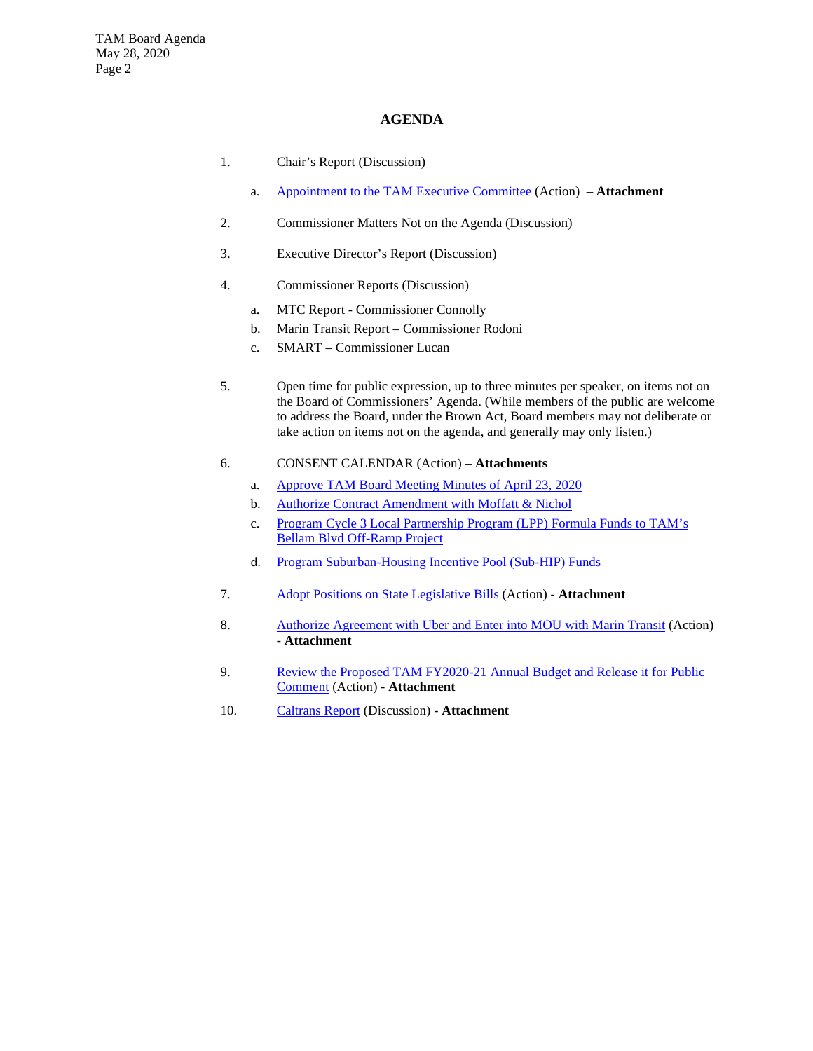## AGENDA

1. Chair's Report (Discussion)

   a. Appointment to the TAM Executive Committee (Action) – **Attachment**

2. Commissioner Matters Not on the Agenda (Discussion)

3. Executive Director's Report (Discussion)

4. Commissioner Reports (Discussion)

   a. MTC Report - Commissioner Connolly
   b. Marin Transit Report – Commissioner Rodoni
   c. SMART – Commissioner Lucan

5. Open time for public expression, up to three minutes per speaker, on items not on the Board of Commissioners' Agenda. (While members of the public are welcome to address the Board, under the Brown Act, Board members may not deliberate or take action on items not on the agenda, and generally may only listen.)

6. CONSENT CALENDAR (Action) – **Attachments**

   a. Approve TAM Board Meeting Minutes of April 23, 2020
   b. Authorize Contract Amendment with Moffatt & Nichol
   c. Program Cycle 3 Local Partnership Program (LPP) Formula Funds to TAM's Bellam Blvd Off-Ramp Project
   d. Program Suburban-Housing Incentive Pool (Sub-HIP) Funds

7. Adopt Positions on State Legislative Bills (Action) - **Attachment**

8. Authorize Agreement with Uber and Enter into MOU with Marin Transit (Action) - **Attachment**

9. Review the Proposed TAM FY2020-21 Annual Budget and Release it for Public Comment (Action) - **Attachment**

10. Caltrans Report (Discussion) - **Attachment**